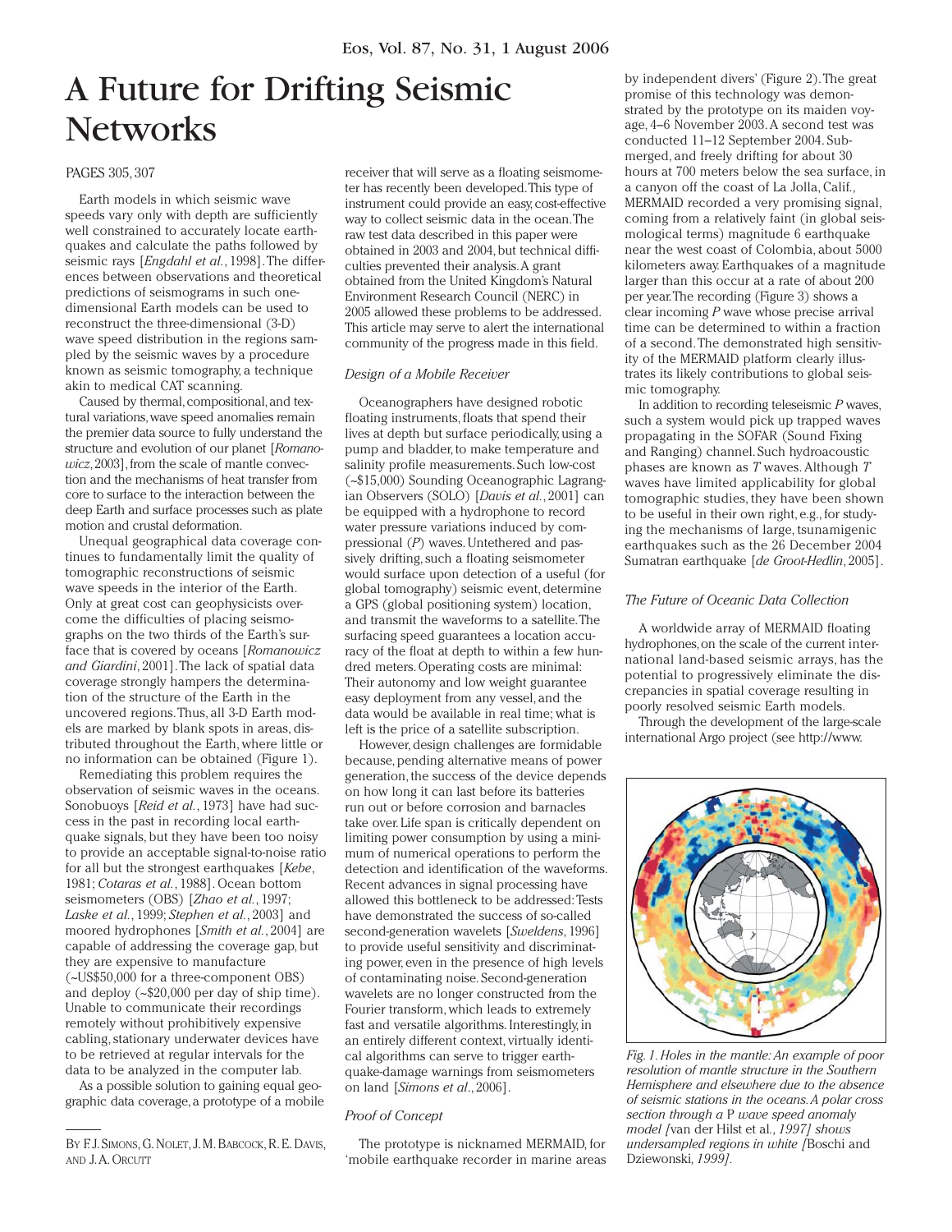# A Future for Drifting Seismic Networks

PAGES 305, 307

Earth models in which seismic wave speeds vary only with depth are sufficiently well constrained to accurately locate earthquakes and calculate the paths followed by seismic rays [*Engdahl et al.*, 1998]. The differences between observations and theoretical predictions of seismograms in such one-dimensional Earth models can be used to reconstruct the three-dimensional (3-D) wave speed distribution in the regions sampled by the seismic waves by a procedure known as seismic tomography, a technique akin to medical CAT scanning.

Caused by thermal, compositional, and textural variations, wave speed anomalies remain the premier data source to fully understand the structure and evolution of our planet [*Romanowicz*, 2003], from the scale of mantle convection and the mechanisms of heat transfer from core to surface to the interaction between the deep Earth and surface processes such as plate motion and crustal deformation.

Unequal geographical data coverage continues to fundamentally limit the quality of tomographic reconstructions of seismic wave speeds in the interior of the Earth. Only at great cost can geophysicists overcome the difficulties of placing seismographs on the two thirds of the Earth's surface that is covered by oceans [*Romanowicz and Giardini*, 2001]. The lack of spatial data coverage strongly hampers the determination of the structure of the Earth in the uncovered regions. Thus, all 3-D Earth models are marked by blank spots in areas, distributed throughout the Earth, where little or no information can be obtained (Figure 1).

Remediating this problem requires the observation of seismic waves in the oceans. Sonobuoys [*Reid et al.*, 1973] have had success in the past in recording local earthquake signals, but they have been too noisy to provide an acceptable signal-to-noise ratio for all but the strongest earthquakes [*Kebe*, 1981; *Cotaras et al.*, 1988]. Ocean bottom seismometers (OBS) [*Zhao et al.*, 1997; *Laske et al.*, 1999; *Stephen et al.*, 2003] and moored hydrophones [*Smith et al.*, 2004] are capable of addressing the coverage gap, but they are expensive to manufacture (~US$50,000 for a three-component OBS) and deploy (~$20,000 per day of ship time). Unable to communicate their recordings remotely without prohibitively expensive cabling, stationary underwater devices have to be retrieved at regular intervals for the data to be analyzed in the computer lab.

As a possible solution to gaining equal geographic data coverage, a prototype of a mobile receiver that will serve as a floating seismometer has recently been developed. This type of instrument could provide an easy, cost-effective way to collect seismic data in the ocean. The raw test data described in this paper were obtained in 2003 and 2004, but technical difficulties prevented their analysis. A grant obtained from the United Kingdom's Natural Environment Research Council (NERC) in 2005 allowed these problems to be addressed. This article may serve to alert the international community of the progress made in this field.

## *Design of a Mobile Receiver*

Oceanographers have designed robotic floating instruments, floats that spend their lives at depth but surface periodically, using a pump and bladder, to make temperature and salinity profile measurements. Such low-cost (~$15,000) Sounding Oceanographic Lagrangian Observers (SOLO) [*Davis et al.*, 2001] can be equipped with a hydrophone to record water pressure variations induced by compressional (*P*) waves. Untethered and passively drifting, such a floating seismometer would surface upon detection of a useful (for global tomography) seismic event, determine a GPS (global positioning system) location, and transmit the waveforms to a satellite. The surfacing speed guarantees a location accuracy of the float at depth to within a few hundred meters. Operating costs are minimal: Their autonomy and low weight guarantee easy deployment from any vessel, and the data would be available in real time; what is left is the price of a satellite subscription.

However, design challenges are formidable because, pending alternative means of power generation, the success of the device depends on how long it can last before its batteries run out or before corrosion and barnacles take over. Life span is critically dependent on limiting power consumption by using a minimum of numerical operations to perform the detection and identification of the waveforms. Recent advances in signal processing have allowed this bottleneck to be addressed: Tests have demonstrated the success of so-called second-generation wavelets [*Sweldens*, 1996] to provide useful sensitivity and discriminating power, even in the presence of high levels of contaminating noise. Second-generation wavelets are no longer constructed from the Fourier transform, which leads to extremely fast and versatile algorithms. Interestingly, in an entirely different context, virtually identical algorithms can serve to trigger earthquake-damage warnings from seismometers on land [*Simons et al.*, 2006].

## *Proof of Concept*

The prototype is nicknamed MERMAID, for 'mobile earthquake recorder in marine areas by independent divers' (Figure 2). The great promise of this technology was demonstrated by the prototype on its maiden voyage, 4–6 November 2003. A second test was conducted 11–12 September 2004. Submerged, and freely drifting for about 30 hours at 700 meters below the sea surface, in a canyon off the coast of La Jolla, Calif., MERMAID recorded a very promising signal, coming from a relatively faint (in global seismological terms) magnitude 6 earthquake near the west coast of Colombia, about 5000 kilometers away. Earthquakes of a magnitude larger than this occur at a rate of about 200 per year. The recording (Figure 3) shows a clear incoming *P* wave whose precise arrival time can be determined to within a fraction of a second. The demonstrated high sensitivity of the MERMAID platform clearly illustrates its likely contributions to global seismic tomography.

In addition to recording teleseismic *P* waves, such a system would pick up trapped waves propagating in the SOFAR (Sound Fixing and Ranging) channel. Such hydroacoustic phases are known as *T* waves. Although *T* waves have limited applicability for global tomographic studies, they have been shown to be useful in their own right, e.g., for studying the mechanisms of large, tsunamigenic earthquakes such as the 26 December 2004 Sumatran earthquake [*de Groot-Hedlin*, 2005].

## *The Future of Oceanic Data Collection*

A worldwide array of MERMAID floating hydrophones, on the scale of the current international land-based seismic arrays, has the potential to progressively eliminate the discrepancies in spatial coverage resulting in poorly resolved seismic Earth models.

Through the development of the large-scale international Argo project (see http://www.

*Fig. 1. Holes in the mantle: An example of poor resolution of mantle structure in the Southern Hemisphere and elsewhere due to the absence of seismic stations in the oceans. A polar cross section through a* P *wave speed anomaly model [*van der Hilst et al., *1997] shows undersampled regions in white [*Boschi and Dziewonski, *1999].*

BY F. J. SIMONS, G. NOLET, J. M. BABCOCK, R. E. DAVIS, AND J. A. ORCUTT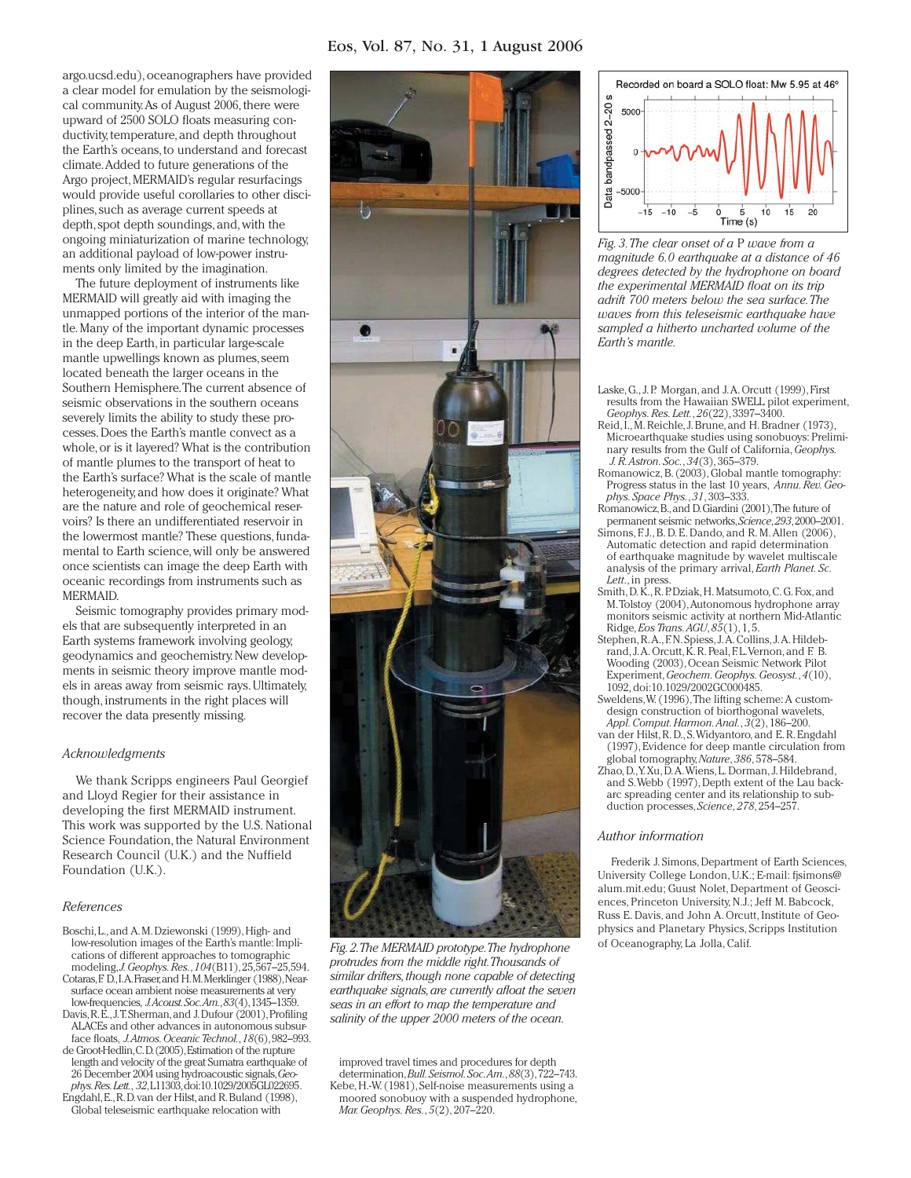argo.ucsd.edu), oceanographers have provided a clear model for emulation by the seismological community. As of August 2006, there were upward of 2500 SOLO floats measuring conductivity, temperature, and depth throughout the Earth's oceans, to understand and forecast climate. Added to future generations of the Argo project, MERMAID's regular resurfacings would provide useful corollaries to other disciplines, such as average current speeds at depth, spot depth soundings, and, with the ongoing miniaturization of marine technology, an additional payload of low-power instruments only limited by the imagination.

The future deployment of instruments like MERMAID will greatly aid with imaging the unmapped portions of the interior of the mantle. Many of the important dynamic processes in the deep Earth, in particular large-scale mantle upwellings known as plumes, seem located beneath the larger oceans in the Southern Hemisphere. The current absence of seismic observations in the southern oceans severely limits the ability to study these processes. Does the Earth's mantle convect as a whole, or is it layered? What is the contribution of mantle plumes to the transport of heat to the Earth's surface? What is the scale of mantle heterogeneity, and how does it originate? What are the nature and role of geochemical reservoirs? Is there an undifferentiated reservoir in the lowermost mantle? These questions, fundamental to Earth science, will only be answered once scientists can image the deep Earth with oceanic recordings from instruments such as MERMAID.

Seismic tomography provides primary models that are subsequently interpreted in an Earth systems framework involving geology, geodynamics and geochemistry. New developments in seismic theory improve mantle models in areas away from seismic rays. Ultimately, though, instruments in the right places will recover the data presently missing.

### Acknowledgments

We thank Scripps engineers Paul Georgief and Lloyd Regier for their assistance in developing the first MERMAID instrument. This work was supported by the U.S. National Science Foundation, the Natural Environment Research Council (U.K.) and the Nuffield Foundation (U.K.).

### References

Boschi, L., and A. M. Dziewonski (1999), High- and low-resolution images of the Earth's mantle: Implications of different approaches to tomographic modeling, *J. Geophys. Res.*, *104*(B11), 25,567–25,594.

Cotaras, F. D., I. A. Fraser, and H. M. Merklinger (1988), Near-surface ocean ambient noise measurements at very low-frequencies, *J. Acoust. Soc. Am.*, *83*(4), 1345–1359.

Davis, R. E., J. T. Sherman, and J. Dufour (2001), Profiling ALACEs and other advances in autonomous subsurface floats, *J. Atmos. Oceanic Technol.*, *18*(6), 982–993.

de Groot-Hedlin, C. D. (2005), Estimation of the rupture length and velocity of the great Sumatra earthquake of 26 December 2004 using hydroacoustic signals, *Geophys. Res. Lett.*, *32*, L11303, doi:10.1029/2005GL022695.

Engdahl, E., R. D. van der Hilst, and R. Buland (1998), Global teleseismic earthquake relocation with improved travel times and procedures for depth determination, *Bull. Seismol. Soc. Am.*, *88*(3), 722–743.

Kebe, H.-W. (1981), Self-noise measurements using a moored sonobuoy with a suspended hydrophone, *Mar. Geophys. Res.*, *5*(2), 207–220.

*Fig. 2. The MERMAID prototype. The hydrophone protrudes from the middle right. Thousands of similar drifters, though none capable of detecting earthquake signals, are currently afloat the seven seas in an effort to map the temperature and salinity of the upper 2000 meters of the ocean.*

Recorded on board a SOLO float: Mw 5.95 at 46°

Data bandpassed 2–20 s

5000

0

−5000

−15 −10 −5 0 5 10 15 20

Time (s)

*Fig. 3. The clear onset of a P wave from a magnitude 6.0 earthquake at a distance of 46 degrees detected by the hydrophone on board the experimental MERMAID float on its trip adrift 700 meters below the sea surface. The waves from this teleseismic earthquake have sampled a hitherto uncharted volume of the Earth's mantle.*

Laske, G., J. P. Morgan, and J. A. Orcutt (1999), First results from the Hawaiian SWELL pilot experiment, *Geophys. Res. Lett.*, *26*(22), 3397–3400.

Reid, I., M. Reichle, J. Brune, and H. Bradner (1973), Microearthquake studies using sonobuoys: Preliminary results from the Gulf of California, *Geophys. J. R. Astron. Soc.*, *34*(3), 365–379.

Romanowicz, B. (2003), Global mantle tomography: Progress status in the last 10 years, *Annu. Rev. Geophys. Space Phys.*, *31*, 303–333.

Romanowicz, B., and D. Giardini (2001), The future of permanent seismic networks, *Science*, *293*, 2000–2001.

Simons, F. J., B. D. E. Dando, and R. M. Allen (2006), Automatic detection and rapid determination of earthquake magnitude by wavelet multiscale analysis of the primary arrival, *Earth Planet. Sc. Lett.*, in press.

Smith, D. K., R. P. Dziak, H. Matsumoto, C. G. Fox, and M. Tolstoy (2004), Autonomous hydrophone array monitors seismic activity at northern Mid-Atlantic Ridge, *Eos Trans. AGU*, *85*(1), 1, 5.

Stephen, R. A., F. N. Spiess, J. A. Collins, J. A. Hildebrand, J. A. Orcutt, K. R. Peal, F. L. Vernon, and F. B. Wooding (2003), Ocean Seismic Network Pilot Experiment, *Geochem. Geophys. Geosyst.*, *4*(10), 1092, doi:10.1029/2002GC000485.

Sweldens, W. (1996), The lifting scheme: A custom-design construction of biorthogonal wavelets, *Appl. Comput. Harmon. Anal.*, *3*(2), 186–200.

van der Hilst, R. D., S. Widyantoro, and E. R. Engdahl (1997), Evidence for deep mantle circulation from global tomography, *Nature*, *386*, 578–584.

Zhao, D., Y. Xu, D. A. Wiens, L. Dorman, J. Hildebrand, and S. Webb (1997), Depth extent of the Lau back-arc spreading center and its relationship to subduction processes, *Science*, *278*, 254–257.

### Author information

Frederik J. Simons, Department of Earth Sciences, University College London, U.K.; E-mail: fjsimons@alum.mit.edu; Guust Nolet, Department of Geosciences, Princeton University, N.J.; Jeff M. Babcock, Russ E. Davis, and John A. Orcutt, Institute of Geophysics and Planetary Physics, Scripps Institution of Oceanography, La Jolla, Calif.